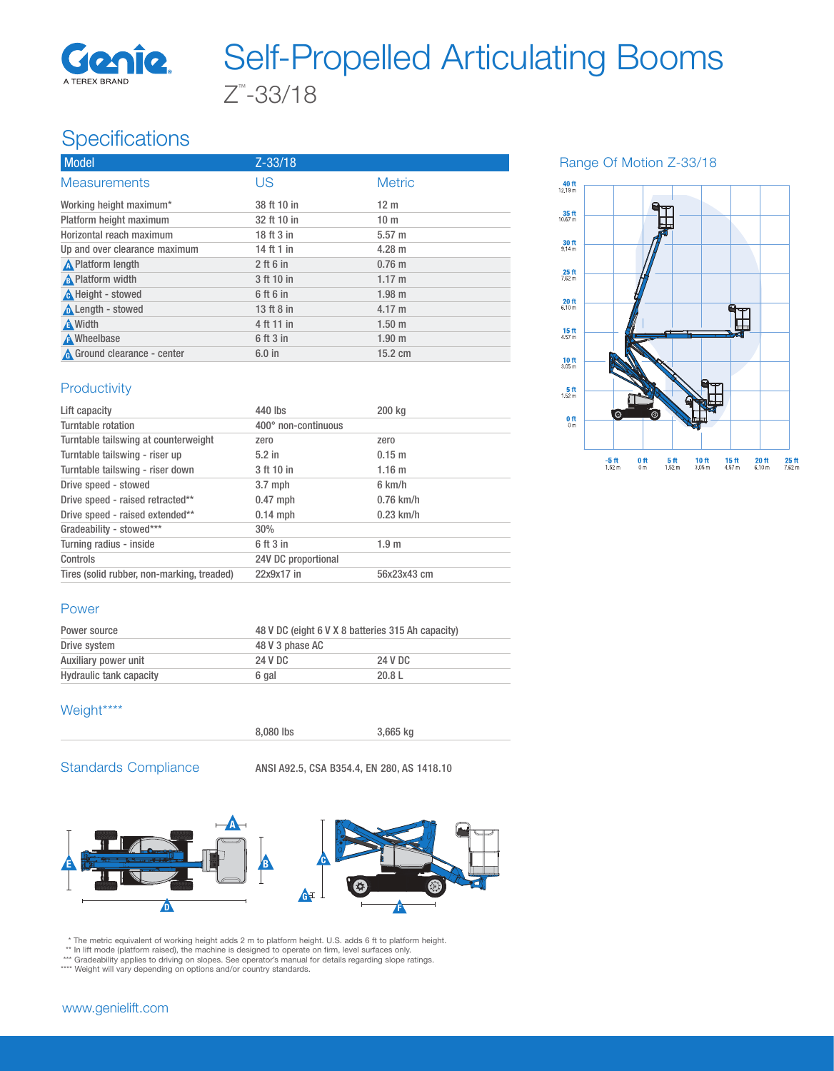# Self-Propelled Articulating Booms

Z™-33/18

## Specifications

| Model | Z-33/18 | |
|---|---|---|
| **Measurements** | **US** | **Metric** |
| Working height maximum* | 38 ft 10 in | 12 m |
| Platform height maximum | 32 ft 10 in | 10 m |
| Horizontal reach maximum | 18 ft 3 in | 5.57 m |
| Up and over clearance maximum | 14 ft 1 in | 4.28 m |
| A Platform length | 2 ft 6 in | 0.76 m |
| B Platform width | 3 ft 10 in | 1.17 m |
| C Height - stowed | 6 ft 6 in | 1.98 m |
| D Length - stowed | 13 ft 8 in | 4.17 m |
| E Width | 4 ft 11 in | 1.50 m |
| F Wheelbase | 6 ft 3 in | 1.90 m |
| G Ground clearance - center | 6.0 in | 15.2 cm |

### Productivity

| | | |
|---|---|---|
| Lift capacity | 440 lbs | 200 kg |
| Turntable rotation | 400° non-continuous | |
| Turntable tailswing at counterweight | zero | zero |
| Turntable tailswing - riser up | 5.2 in | 0.15 m |
| Turntable tailswing - riser down | 3 ft 10 in | 1.16 m |
| Drive speed - stowed | 3.7 mph | 6 km/h |
| Drive speed - raised retracted** | 0.47 mph | 0.76 km/h |
| Drive speed - raised extended** | 0.14 mph | 0.23 km/h |
| Gradeability - stowed*** | 30% | |
| Turning radius - inside | 6 ft 3 in | 1.9 m |
| Controls | 24V DC proportional | |
| Tires (solid rubber, non-marking, treaded) | 22x9x17 in | 56x23x43 cm |

### Power

| | | |
|---|---|---|
| Power source | 48 V DC (eight 6 V X 8 batteries 315 Ah capacity) | |
| Drive system | 48 V 3 phase AC | |
| Auxiliary power unit | 24 V DC | 24 V DC |
| Hydraulic tank capacity | 6 gal | 20.8 L |

### Weight****

| | | |
|---|---|---|
| | 8,080 lbs | 3,665 kg |

### Standards Compliance

ANSI A92.5, CSA B354.4, EN 280, AS 1418.10

### Range Of Motion Z-33/18

\* The metric equivalent of working height adds 2 m to platform height. U.S. adds 6 ft to platform height.
\** In lift mode (platform raised), the machine is designed to operate on firm, level surfaces only.
\*** Gradeability applies to driving on slopes. See operator's manual for details regarding slope ratings.
\**** Weight will vary depending on options and/or country standards.

www.genielift.com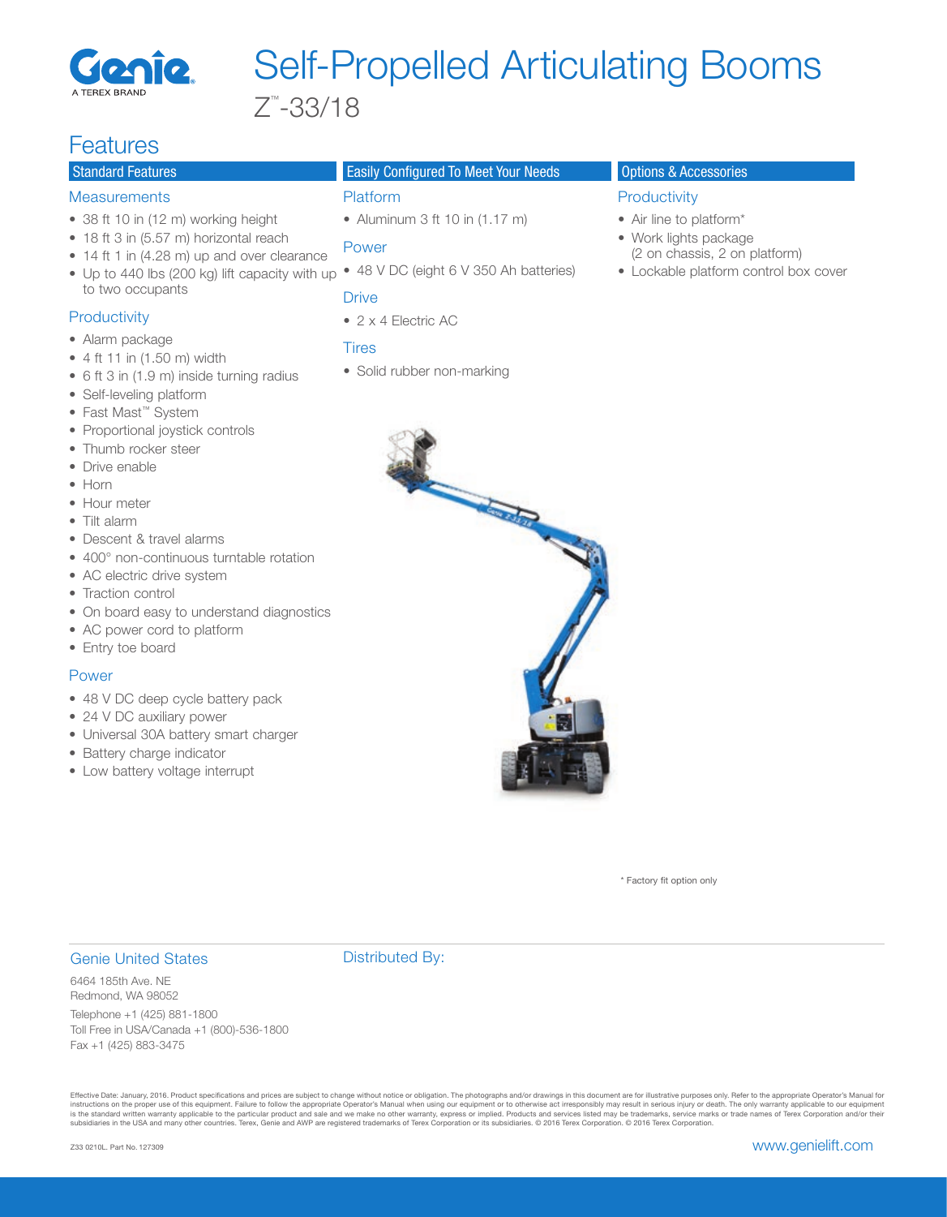# Self-Propelled Articulating Booms

Z™-33/18

## Features

### Standard Features

#### Measurements

- 38 ft 10 in (12 m) working height
- 18 ft 3 in (5.57 m) horizontal reach
- 14 ft 1 in (4.28 m) up and over clearance
- Up to 440 lbs (200 kg) lift capacity with up to two occupants

#### Productivity

- Alarm package
- 4 ft 11 in (1.50 m) width
- 6 ft 3 in (1.9 m) inside turning radius
- Self-leveling platform
- Fast Mast™ System
- Proportional joystick controls
- Thumb rocker steer
- Drive enable
- Horn
- Hour meter
- Tilt alarm
- Descent & travel alarms
- 400° non-continuous turntable rotation
- AC electric drive system
- Traction control
- On board easy to understand diagnostics
- AC power cord to platform
- Entry toe board

#### Power

- 48 V DC deep cycle battery pack
- 24 V DC auxiliary power
- Universal 30A battery smart charger
- Battery charge indicator
- Low battery voltage interrupt

### Easily Configured To Meet Your Needs

#### Platform

- Aluminum 3 ft 10 in (1.17 m)

#### Power

- 48 V DC (eight 6 V 350 Ah batteries)

#### Drive

- 2 x 4 Electric AC

#### Tires

- Solid rubber non-marking

### Options & Accessories

#### Productivity

- Air line to platform*
- Work lights package (2 on chassis, 2 on platform)
- Lockable platform control box cover

\* Factory fit option only

### Genie United States

6464 185th Ave. NE
Redmond, WA 98052

Telephone +1 (425) 881-1800
Toll Free in USA/Canada +1 (800)-536-1800
Fax +1 (425) 883-3475

Distributed By:

Effective Date: January, 2016. Product specifications and prices are subject to change without notice or obligation. The photographs and/or drawings in this document are for illustrative purposes only. Refer to the appropriate Operator's Manual for instructions on the proper use of this equipment. Failure to follow the appropriate Operator's Manual when using our equipment or to otherwise act irresponsibly may result in serious injury or death. The only warranty applicable to our equipment is the standard written warranty applicable to the particular product and sale and we make no other warranty, express or implied. Products and services listed may be trademarks, service marks or trade names of Terex Corporation and/or their subsidiaries in the USA and many other countries. Terex, Genie and AWP are registered trademarks of Terex Corporation or its subsidiaries. © 2016 Terex Corporation. © 2016 Terex Corporation.

Z33 0210L. Part No. 127309

www.genielift.com